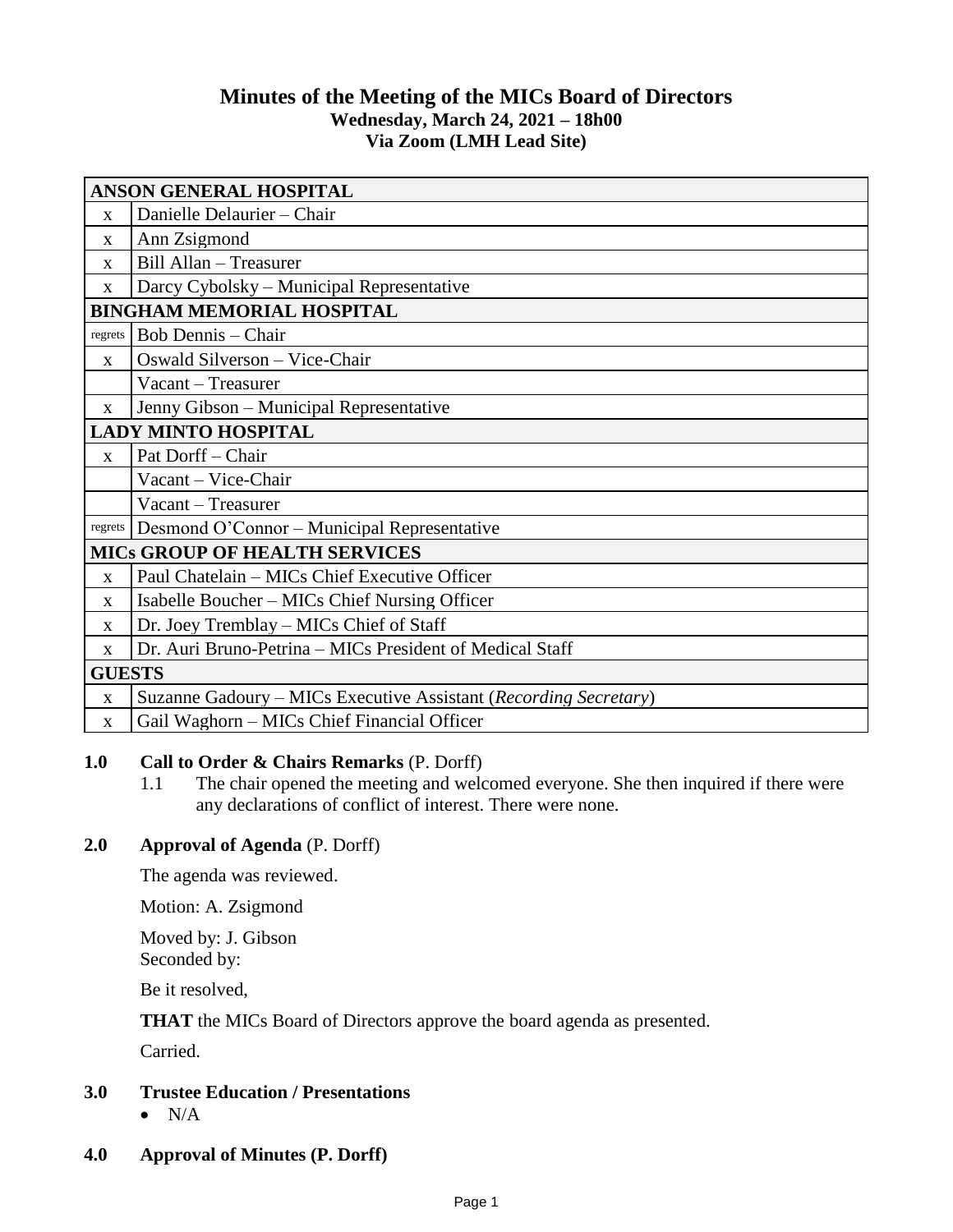# Minutes of the Meeting of the MICs Board of Directors

**Wednesday, March 24, 2021 – 18h00**
**Via Zoom (LMH Lead Site)**

| | |
|---|---|
| **ANSON GENERAL HOSPITAL** | |
| x | Danielle Delaurier – Chair |
| x | Ann Zsigmond |
| x | Bill Allan – Treasurer |
| x | Darcy Cybolsky – Municipal Representative |
| **BINGHAM MEMORIAL HOSPITAL** | |
| regrets | Bob Dennis – Chair |
| x | Oswald Silverson – Vice-Chair |
| | Vacant – Treasurer |
| x | Jenny Gibson – Municipal Representative |
| **LADY MINTO HOSPITAL** | |
| x | Pat Dorff – Chair |
| | Vacant – Vice-Chair |
| | Vacant – Treasurer |
| regrets | Desmond O'Connor – Municipal Representative |
| **MICs GROUP OF HEALTH SERVICES** | |
| x | Paul Chatelain – MICs Chief Executive Officer |
| x | Isabelle Boucher – MICs Chief Nursing Officer |
| x | Dr. Joey Tremblay – MICs Chief of Staff |
| x | Dr. Auri Bruno-Petrina – MICs President of Medical Staff |
| **GUESTS** | |
| x | Suzanne Gadoury – MICs Executive Assistant (*Recording Secretary*) |
| x | Gail Waghorn – MICs Chief Financial Officer |

**1.0 Call to Order & Chairs Remarks** (P. Dorff)

1.1 The chair opened the meeting and welcomed everyone. She then inquired if there were any declarations of conflict of interest. There were none.

**2.0 Approval of Agenda** (P. Dorff)

The agenda was reviewed.

Motion: A. Zsigmond

Moved by: J. Gibson
Seconded by:

Be it resolved,

**THAT** the MICs Board of Directors approve the board agenda as presented.

Carried.

**3.0 Trustee Education / Presentations**

- N/A

**4.0 Approval of Minutes (P. Dorff)**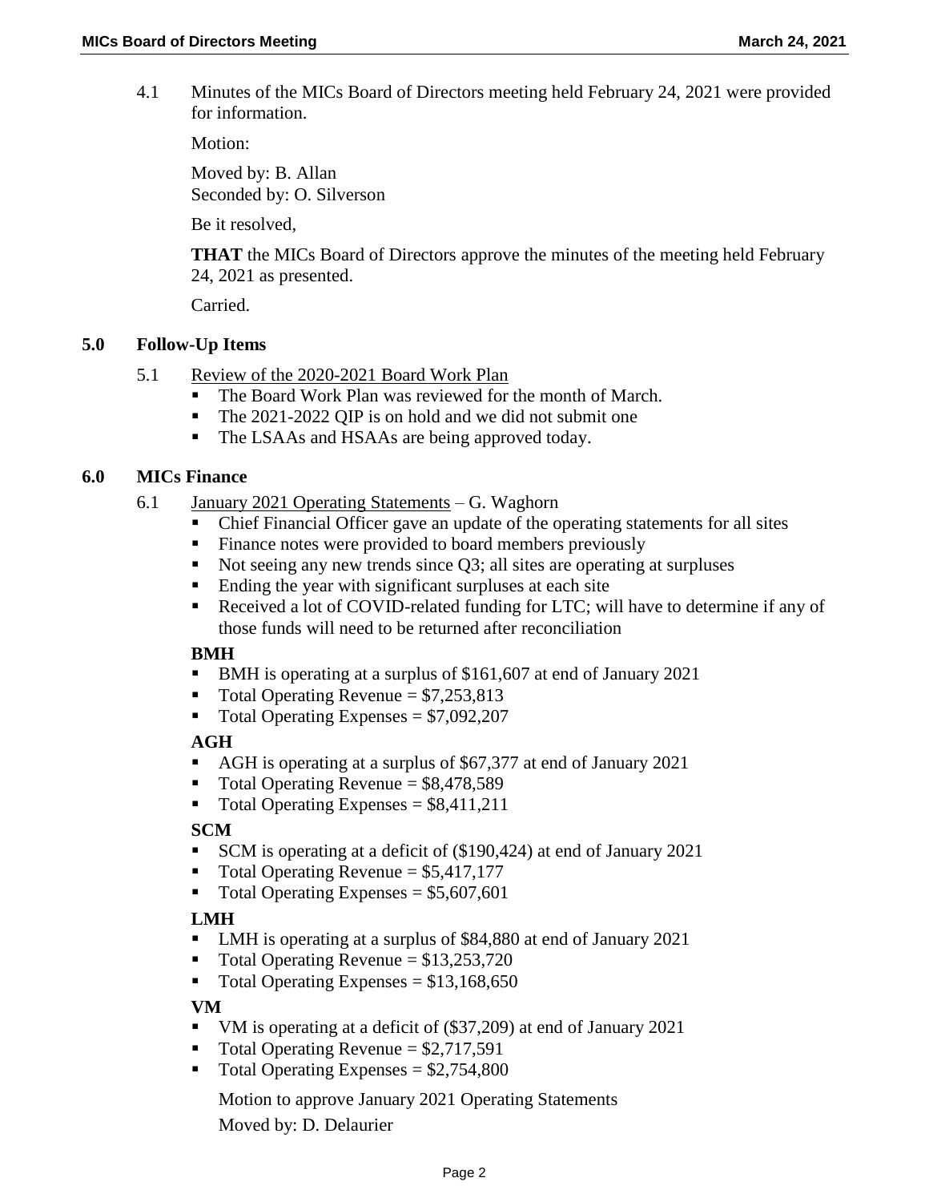4.1 Minutes of the MICs Board of Directors meeting held February 24, 2021 were provided for information.

Motion:

Moved by: B. Allan
Seconded by: O. Silverson

Be it resolved,

**THAT** the MICs Board of Directors approve the minutes of the meeting held February 24, 2021 as presented.

Carried.

## 5.0 Follow-Up Items

5.1 Review of the 2020-2021 Board Work Plan

- The Board Work Plan was reviewed for the month of March.
- The 2021-2022 QIP is on hold and we did not submit one
- The LSAAs and HSAAs are being approved today.

## 6.0 MICs Finance

6.1 January 2021 Operating Statements – G. Waghorn

- Chief Financial Officer gave an update of the operating statements for all sites
- Finance notes were provided to board members previously
- Not seeing any new trends since Q3; all sites are operating at surpluses
- Ending the year with significant surpluses at each site
- Received a lot of COVID-related funding for LTC; will have to determine if any of those funds will need to be returned after reconciliation

**BMH**

- BMH is operating at a surplus of $161,607 at end of January 2021
- Total Operating Revenue = $7,253,813
- Total Operating Expenses = $7,092,207

**AGH**

- AGH is operating at a surplus of $67,377 at end of January 2021
- Total Operating Revenue = $8,478,589
- Total Operating Expenses = $8,411,211

**SCM**

- SCM is operating at a deficit of ($190,424) at end of January 2021
- Total Operating Revenue = $5,417,177
- Total Operating Expenses = $5,607,601

**LMH**

- LMH is operating at a surplus of $84,880 at end of January 2021
- Total Operating Revenue = $13,253,720
- Total Operating Expenses = $13,168,650

**VM**

- VM is operating at a deficit of ($37,209) at end of January 2021
- Total Operating Revenue = $2,717,591
- Total Operating Expenses = $2,754,800

Motion to approve January 2021 Operating Statements

Moved by: D. Delaurier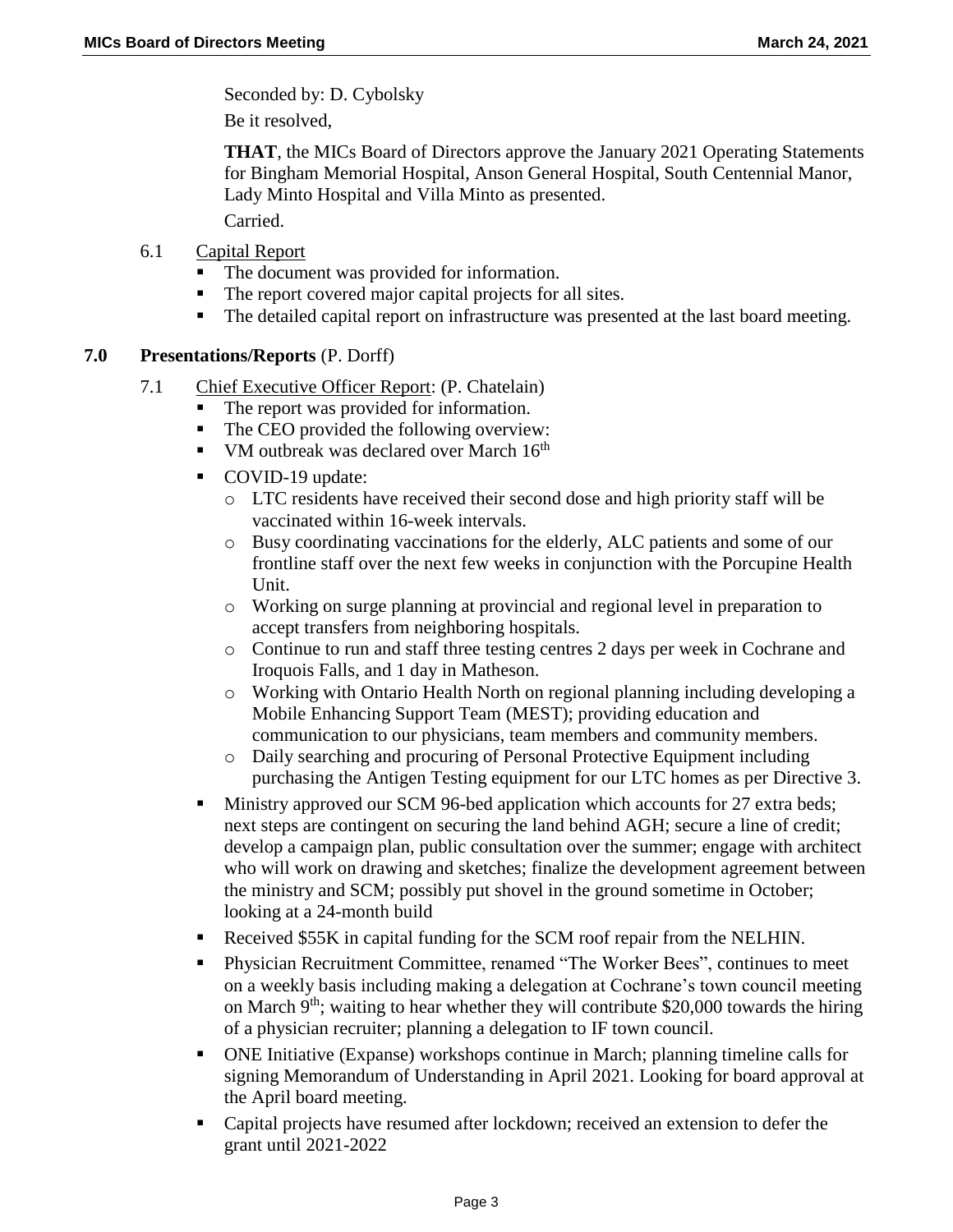Seconded by: D. Cybolsky

Be it resolved,

**THAT**, the MICs Board of Directors approve the January 2021 Operating Statements for Bingham Memorial Hospital, Anson General Hospital, South Centennial Manor, Lady Minto Hospital and Villa Minto as presented.

Carried.

6.1 Capital Report

- The document was provided for information.
- The report covered major capital projects for all sites.
- The detailed capital report on infrastructure was presented at the last board meeting.

## 7.0 Presentations/Reports (P. Dorff)

7.1 Chief Executive Officer Report: (P. Chatelain)

- The report was provided for information.
- The CEO provided the following overview:
- VM outbreak was declared over March 16th
- COVID-19 update:
  - LTC residents have received their second dose and high priority staff will be vaccinated within 16-week intervals.
  - Busy coordinating vaccinations for the elderly, ALC patients and some of our frontline staff over the next few weeks in conjunction with the Porcupine Health Unit.
  - Working on surge planning at provincial and regional level in preparation to accept transfers from neighboring hospitals.
  - Continue to run and staff three testing centres 2 days per week in Cochrane and Iroquois Falls, and 1 day in Matheson.
  - Working with Ontario Health North on regional planning including developing a Mobile Enhancing Support Team (MEST); providing education and communication to our physicians, team members and community members.
  - Daily searching and procuring of Personal Protective Equipment including purchasing the Antigen Testing equipment for our LTC homes as per Directive 3.
- Ministry approved our SCM 96-bed application which accounts for 27 extra beds; next steps are contingent on securing the land behind AGH; secure a line of credit; develop a campaign plan, public consultation over the summer; engage with architect who will work on drawing and sketches; finalize the development agreement between the ministry and SCM; possibly put shovel in the ground sometime in October; looking at a 24-month build
- Received $55K in capital funding for the SCM roof repair from the NELHIN.
- Physician Recruitment Committee, renamed "The Worker Bees", continues to meet on a weekly basis including making a delegation at Cochrane's town council meeting on March 9th; waiting to hear whether they will contribute $20,000 towards the hiring of a physician recruiter; planning a delegation to IF town council.
- ONE Initiative (Expanse) workshops continue in March; planning timeline calls for signing Memorandum of Understanding in April 2021. Looking for board approval at the April board meeting.
- Capital projects have resumed after lockdown; received an extension to defer the grant until 2021-2022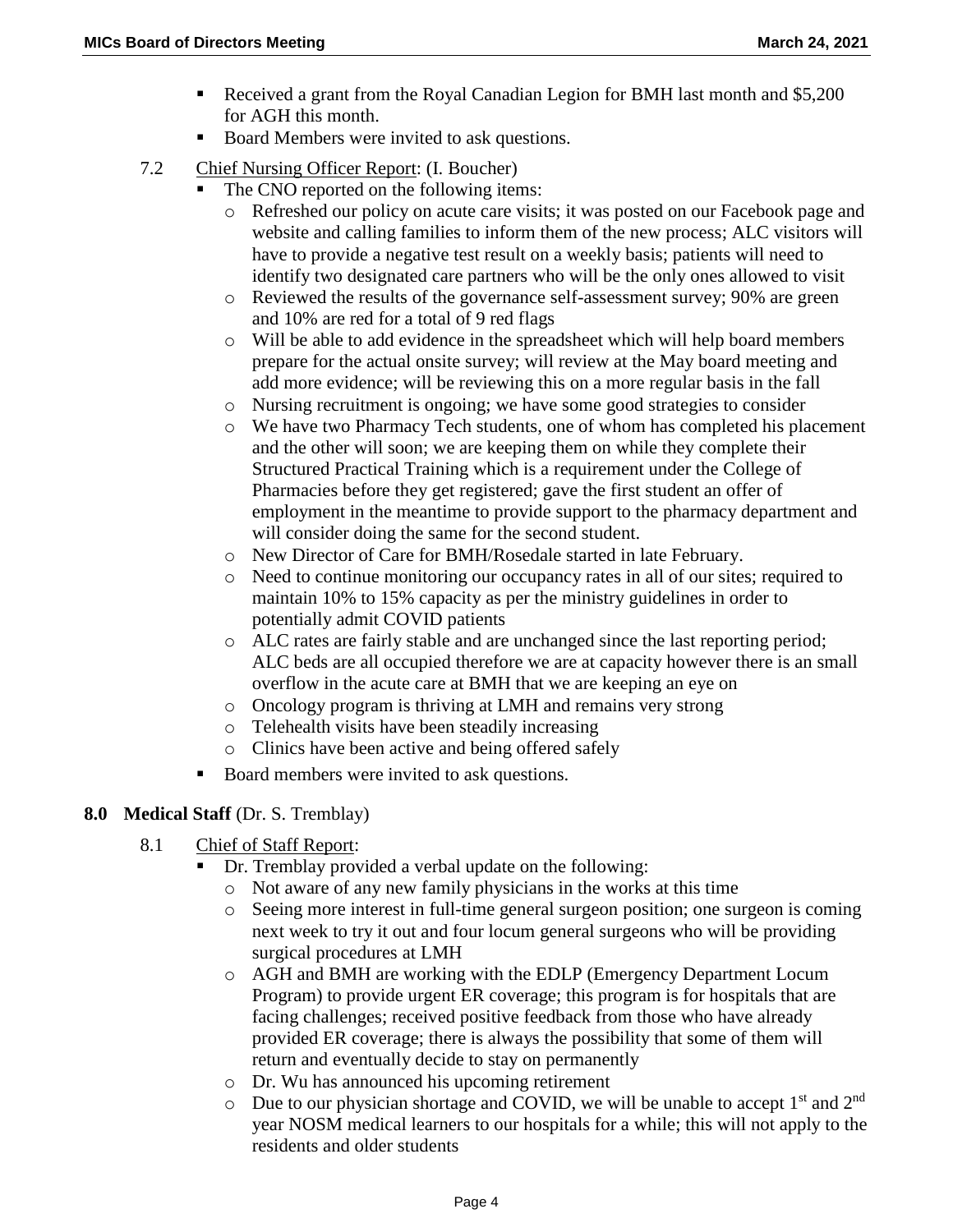- Received a grant from the Royal Canadian Legion for BMH last month and $5,200 for AGH this month.
- Board Members were invited to ask questions.

7.2 Chief Nursing Officer Report: (I. Boucher)

- The CNO reported on the following items:
  - Refreshed our policy on acute care visits; it was posted on our Facebook page and website and calling families to inform them of the new process; ALC visitors will have to provide a negative test result on a weekly basis; patients will need to identify two designated care partners who will be the only ones allowed to visit
  - Reviewed the results of the governance self-assessment survey; 90% are green and 10% are red for a total of 9 red flags
  - Will be able to add evidence in the spreadsheet which will help board members prepare for the actual onsite survey; will review at the May board meeting and add more evidence; will be reviewing this on a more regular basis in the fall
  - Nursing recruitment is ongoing; we have some good strategies to consider
  - We have two Pharmacy Tech students, one of whom has completed his placement and the other will soon; we are keeping them on while they complete their Structured Practical Training which is a requirement under the College of Pharmacies before they get registered; gave the first student an offer of employment in the meantime to provide support to the pharmacy department and will consider doing the same for the second student.
  - New Director of Care for BMH/Rosedale started in late February.
  - Need to continue monitoring our occupancy rates in all of our sites; required to maintain 10% to 15% capacity as per the ministry guidelines in order to potentially admit COVID patients
  - ALC rates are fairly stable and are unchanged since the last reporting period; ALC beds are all occupied therefore we are at capacity however there is an small overflow in the acute care at BMH that we are keeping an eye on
  - Oncology program is thriving at LMH and remains very strong
  - Telehealth visits have been steadily increasing
  - Clinics have been active and being offered safely
- Board members were invited to ask questions.

## 8.0 Medical Staff (Dr. S. Tremblay)

8.1 Chief of Staff Report:

- Dr. Tremblay provided a verbal update on the following:
  - Not aware of any new family physicians in the works at this time
  - Seeing more interest in full-time general surgeon position; one surgeon is coming next week to try it out and four locum general surgeons who will be providing surgical procedures at LMH
  - AGH and BMH are working with the EDLP (Emergency Department Locum Program) to provide urgent ER coverage; this program is for hospitals that are facing challenges; received positive feedback from those who have already provided ER coverage; there is always the possibility that some of them will return and eventually decide to stay on permanently
  - Dr. Wu has announced his upcoming retirement
  - Due to our physician shortage and COVID, we will be unable to accept 1st and 2nd year NOSM medical learners to our hospitals for a while; this will not apply to the residents and older students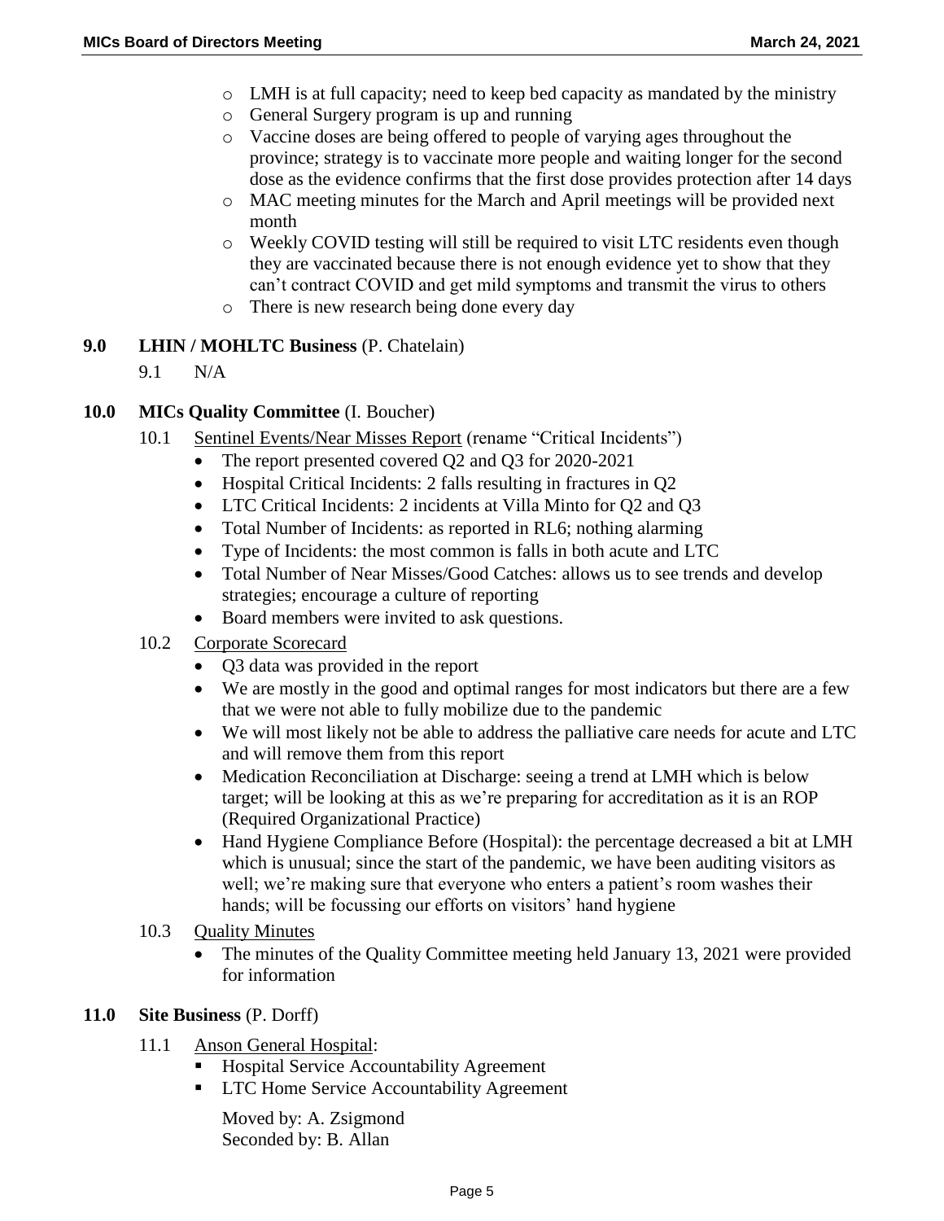- LMH is at full capacity; need to keep bed capacity as mandated by the ministry
- General Surgery program is up and running
- Vaccine doses are being offered to people of varying ages throughout the province; strategy is to vaccinate more people and waiting longer for the second dose as the evidence confirms that the first dose provides protection after 14 days
- MAC meeting minutes for the March and April meetings will be provided next month
- Weekly COVID testing will still be required to visit LTC residents even though they are vaccinated because there is not enough evidence yet to show that they can't contract COVID and get mild symptoms and transmit the virus to others
- There is new research being done every day

## 9.0 LHIN / MOHLTC Business (P. Chatelain)

9.1 N/A

## 10.0 MICs Quality Committee (I. Boucher)

10.1 Sentinel Events/Near Misses Report (rename "Critical Incidents")

- The report presented covered Q2 and Q3 for 2020-2021
- Hospital Critical Incidents: 2 falls resulting in fractures in Q2
- LTC Critical Incidents: 2 incidents at Villa Minto for Q2 and Q3
- Total Number of Incidents: as reported in RL6; nothing alarming
- Type of Incidents: the most common is falls in both acute and LTC
- Total Number of Near Misses/Good Catches: allows us to see trends and develop strategies; encourage a culture of reporting
- Board members were invited to ask questions.

10.2 Corporate Scorecard

- Q3 data was provided in the report
- We are mostly in the good and optimal ranges for most indicators but there are a few that we were not able to fully mobilize due to the pandemic
- We will most likely not be able to address the palliative care needs for acute and LTC and will remove them from this report
- Medication Reconciliation at Discharge: seeing a trend at LMH which is below target; will be looking at this as we're preparing for accreditation as it is an ROP (Required Organizational Practice)
- Hand Hygiene Compliance Before (Hospital): the percentage decreased a bit at LMH which is unusual; since the start of the pandemic, we have been auditing visitors as well; we're making sure that everyone who enters a patient's room washes their hands; will be focussing our efforts on visitors' hand hygiene

10.3 Quality Minutes

- The minutes of the Quality Committee meeting held January 13, 2021 were provided for information

## 11.0 Site Business (P. Dorff)

11.1 Anson General Hospital:

- Hospital Service Accountability Agreement
- LTC Home Service Accountability Agreement

Moved by: A. Zsigmond
Seconded by: B. Allan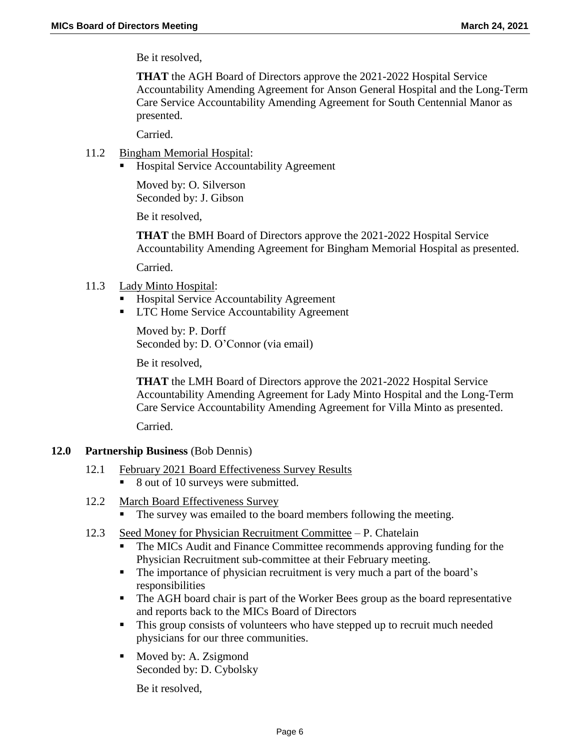Be it resolved,

**THAT** the AGH Board of Directors approve the 2021-2022 Hospital Service Accountability Amending Agreement for Anson General Hospital and the Long-Term Care Service Accountability Amending Agreement for South Centennial Manor as presented.

Carried.

11.2 Bingham Memorial Hospital:

- Hospital Service Accountability Agreement

Moved by: O. Silverson
Seconded by: J. Gibson

Be it resolved,

**THAT** the BMH Board of Directors approve the 2021-2022 Hospital Service Accountability Amending Agreement for Bingham Memorial Hospital as presented.

Carried.

11.3 Lady Minto Hospital:

- Hospital Service Accountability Agreement
- LTC Home Service Accountability Agreement

Moved by: P. Dorff
Seconded by: D. O'Connor (via email)

Be it resolved,

**THAT** the LMH Board of Directors approve the 2021-2022 Hospital Service Accountability Amending Agreement for Lady Minto Hospital and the Long-Term Care Service Accountability Amending Agreement for Villa Minto as presented.

Carried.

## 12.0 Partnership Business (Bob Dennis)

12.1 February 2021 Board Effectiveness Survey Results

- 8 out of 10 surveys were submitted.

12.2 March Board Effectiveness Survey

- The survey was emailed to the board members following the meeting.

12.3 Seed Money for Physician Recruitment Committee – P. Chatelain

- The MICs Audit and Finance Committee recommends approving funding for the Physician Recruitment sub-committee at their February meeting.
- The importance of physician recruitment is very much a part of the board's responsibilities
- The AGH board chair is part of the Worker Bees group as the board representative and reports back to the MICs Board of Directors
- This group consists of volunteers who have stepped up to recruit much needed physicians for our three communities.
- Moved by: A. Zsigmond
  Seconded by: D. Cybolsky

  Be it resolved,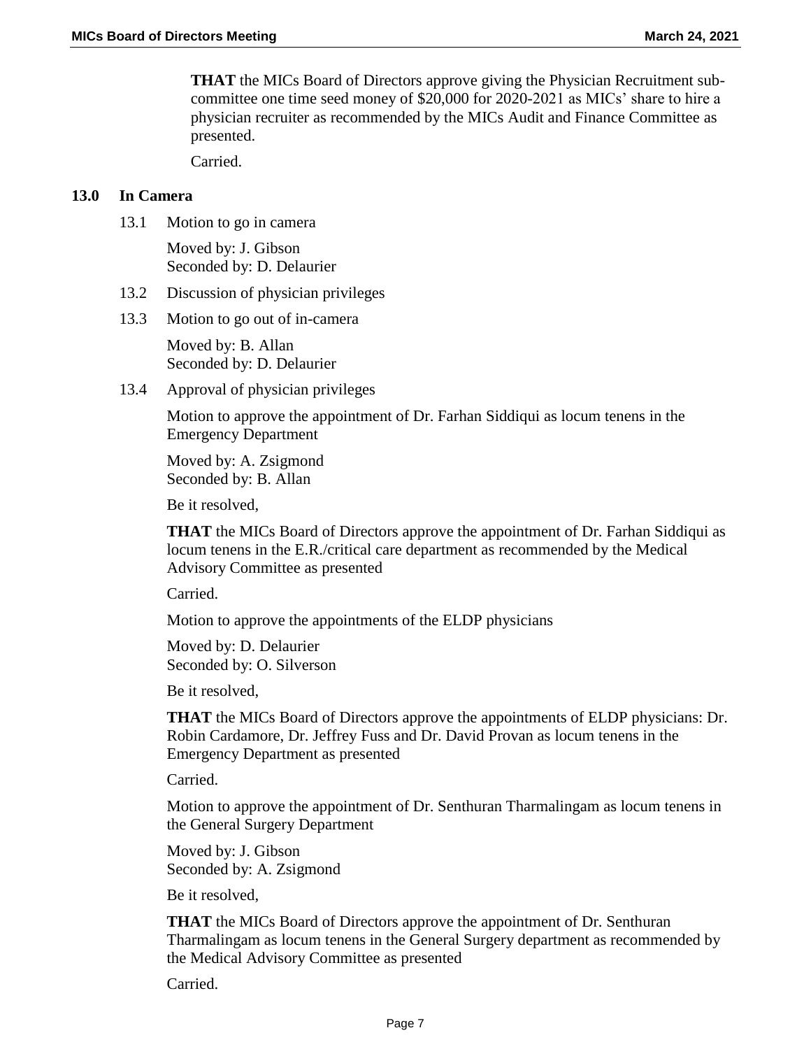**THAT** the MICs Board of Directors approve giving the Physician Recruitment sub-committee one time seed money of $20,000 for 2020-2021 as MICs' share to hire a physician recruiter as recommended by the MICs Audit and Finance Committee as presented.

Carried.

## 13.0 In Camera

13.1 Motion to go in camera

Moved by: J. Gibson
Seconded by: D. Delaurier

13.2 Discussion of physician privileges

13.3 Motion to go out of in-camera

Moved by: B. Allan
Seconded by: D. Delaurier

13.4 Approval of physician privileges

Motion to approve the appointment of Dr. Farhan Siddiqui as locum tenens in the Emergency Department

Moved by: A. Zsigmond
Seconded by: B. Allan

Be it resolved,

**THAT** the MICs Board of Directors approve the appointment of Dr. Farhan Siddiqui as locum tenens in the E.R./critical care department as recommended by the Medical Advisory Committee as presented

Carried.

Motion to approve the appointments of the ELDP physicians

Moved by: D. Delaurier
Seconded by: O. Silverson

Be it resolved,

**THAT** the MICs Board of Directors approve the appointments of ELDP physicians: Dr. Robin Cardamore, Dr. Jeffrey Fuss and Dr. David Provan as locum tenens in the Emergency Department as presented

Carried.

Motion to approve the appointment of Dr. Senthuran Tharmalingam as locum tenens in the General Surgery Department

Moved by: J. Gibson
Seconded by: A. Zsigmond

Be it resolved,

**THAT** the MICs Board of Directors approve the appointment of Dr. Senthuran Tharmalingam as locum tenens in the General Surgery department as recommended by the Medical Advisory Committee as presented

Carried.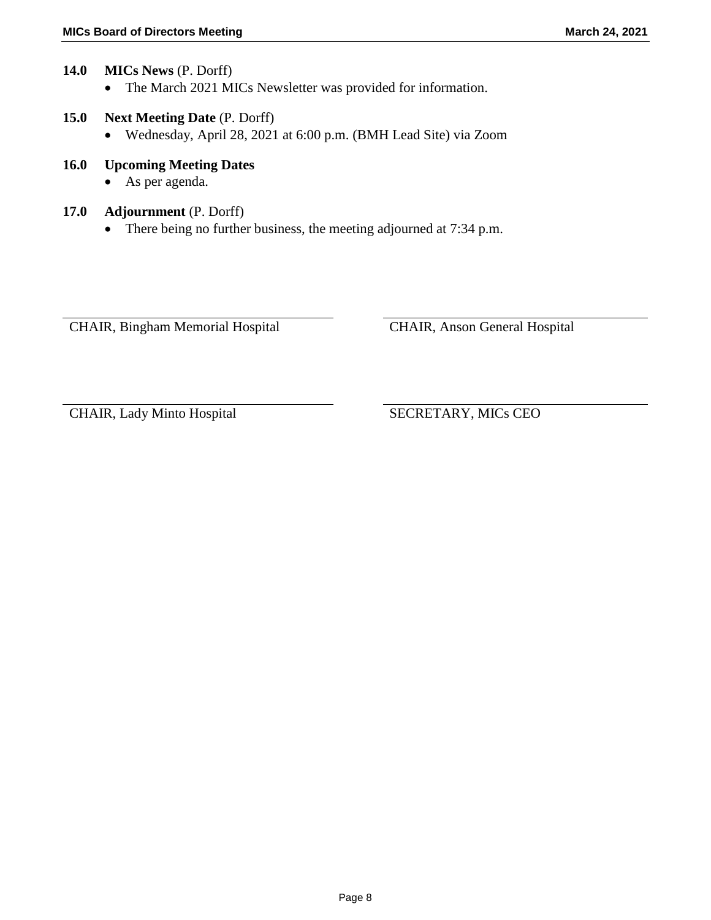**14.0 MICs News** (P. Dorff)

- The March 2021 MICs Newsletter was provided for information.

**15.0 Next Meeting Date** (P. Dorff)

- Wednesday, April 28, 2021 at 6:00 p.m. (BMH Lead Site) via Zoom

**16.0 Upcoming Meeting Dates**

- As per agenda.

**17.0 Adjournment** (P. Dorff)

- There being no further business, the meeting adjourned at 7:34 p.m.

\_\_\_\_\_\_\_\_\_\_\_\_\_\_\_\_\_\_\_\_\_\_\_\_\_\_\_\_\_\_\_\_\_\_\_\_
CHAIR, Bingham Memorial Hospital

\_\_\_\_\_\_\_\_\_\_\_\_\_\_\_\_\_\_\_\_\_\_\_\_\_\_\_\_\_\_\_\_\_\_\_\_
CHAIR, Anson General Hospital

\_\_\_\_\_\_\_\_\_\_\_\_\_\_\_\_\_\_\_\_\_\_\_\_\_\_\_\_\_\_\_\_\_\_\_\_
CHAIR, Lady Minto Hospital

\_\_\_\_\_\_\_\_\_\_\_\_\_\_\_\_\_\_\_\_\_\_\_\_\_\_\_\_\_\_\_\_\_\_\_\_
SECRETARY, MICs CEO